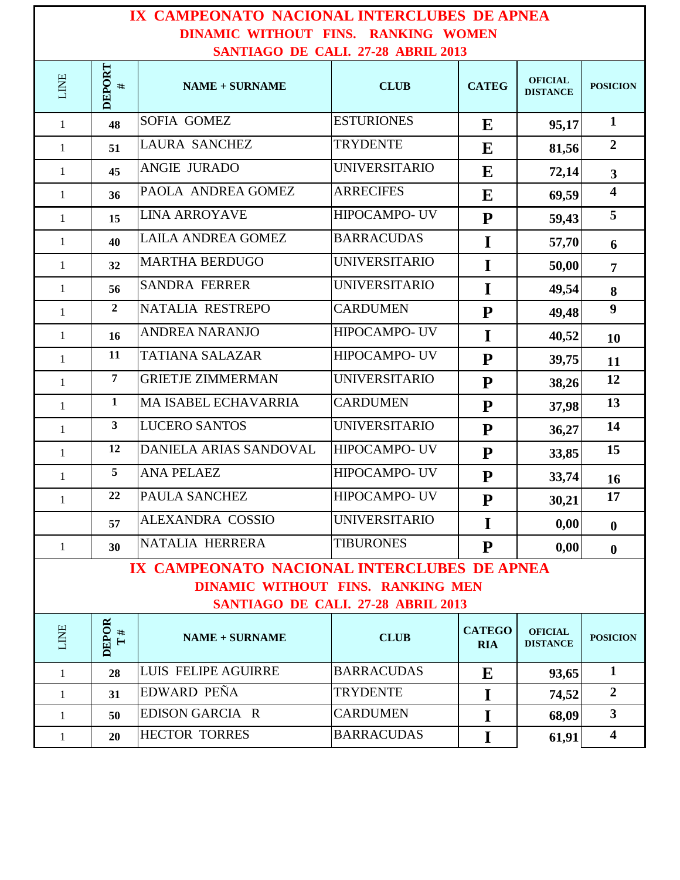# IX CAMPEONATO NACIONAL INTERCLUBES DE APNEA

## DINAMIC WITHOUT FINS. RANKING WOMEN

### SANTIAGO DE CALI. 27-28 ABRIL 2013

| LINE | DEPORT # | NAME + SURNAME | CLUB | CATEG | OFICIAL DISTANCE | POSICION |
|---|---|---|---|---|---|---|
| 1 | 48 | SOFIA GOMEZ | ESTURIONES | E | 95,17 | 1 |
| 1 | 51 | LAURA SANCHEZ | TRYDENTE | E | 81,56 | 2 |
| 1 | 45 | ANGIE JURADO | UNIVERSITARIO | E | 72,14 | 3 |
| 1 | 36 | PAOLA ANDREA GOMEZ | ARRECIFES | E | 69,59 | 4 |
| 1 | 15 | LINA ARROYAVE | HIPOCAMPO- UV | P | 59,43 | 5 |
| 1 | 40 | LAILA ANDREA GOMEZ | BARRACUDAS | I | 57,70 | 6 |
| 1 | 32 | MARTHA BERDUGO | UNIVERSITARIO | I | 50,00 | 7 |
| 1 | 56 | SANDRA FERRER | UNIVERSITARIO | I | 49,54 | 8 |
| 1 | 2 | NATALIA RESTREPO | CARDUMEN | P | 49,48 | 9 |
| 1 | 16 | ANDREA NARANJO | HIPOCAMPO- UV | I | 40,52 | 10 |
| 1 | 11 | TATIANA SALAZAR | HIPOCAMPO- UV | P | 39,75 | 11 |
| 1 | 7 | GRIETJE ZIMMERMAN | UNIVERSITARIO | P | 38,26 | 12 |
| 1 | 1 | MA ISABEL ECHAVARRIA | CARDUMEN | P | 37,98 | 13 |
| 1 | 3 | LUCERO SANTOS | UNIVERSITARIO | P | 36,27 | 14 |
| 1 | 12 | DANIELA ARIAS SANDOVAL | HIPOCAMPO- UV | P | 33,85 | 15 |
| 1 | 5 | ANA PELAEZ | HIPOCAMPO- UV | P | 33,74 | 16 |
| 1 | 22 | PAULA SANCHEZ | HIPOCAMPO- UV | P | 30,21 | 17 |
|  | 57 | ALEXANDRA COSSIO | UNIVERSITARIO | I | 0,00 | 0 |
| 1 | 30 | NATALIA HERRERA | TIBURONES | P | 0,00 | 0 |

# IX CAMPEONATO NACIONAL INTERCLUBES DE APNEA

## DINAMIC WITHOUT FINS. RANKING MEN

### SANTIAGO DE CALI. 27-28 ABRIL 2013

| LINE | DEPORT # | NAME + SURNAME | CLUB | CATEGORIA | OFICIAL DISTANCE | POSICION |
|---|---|---|---|---|---|---|
| 1 | 28 | LUIS FELIPE AGUIRRE | BARRACUDAS | E | 93,65 | 1 |
| 1 | 31 | EDWARD PEÑA | TRYDENTE | I | 74,52 | 2 |
| 1 | 50 | EDISON GARCIA R | CARDUMEN | I | 68,09 | 3 |
| 1 | 20 | HECTOR TORRES | BARRACUDAS | I | 61,91 | 4 |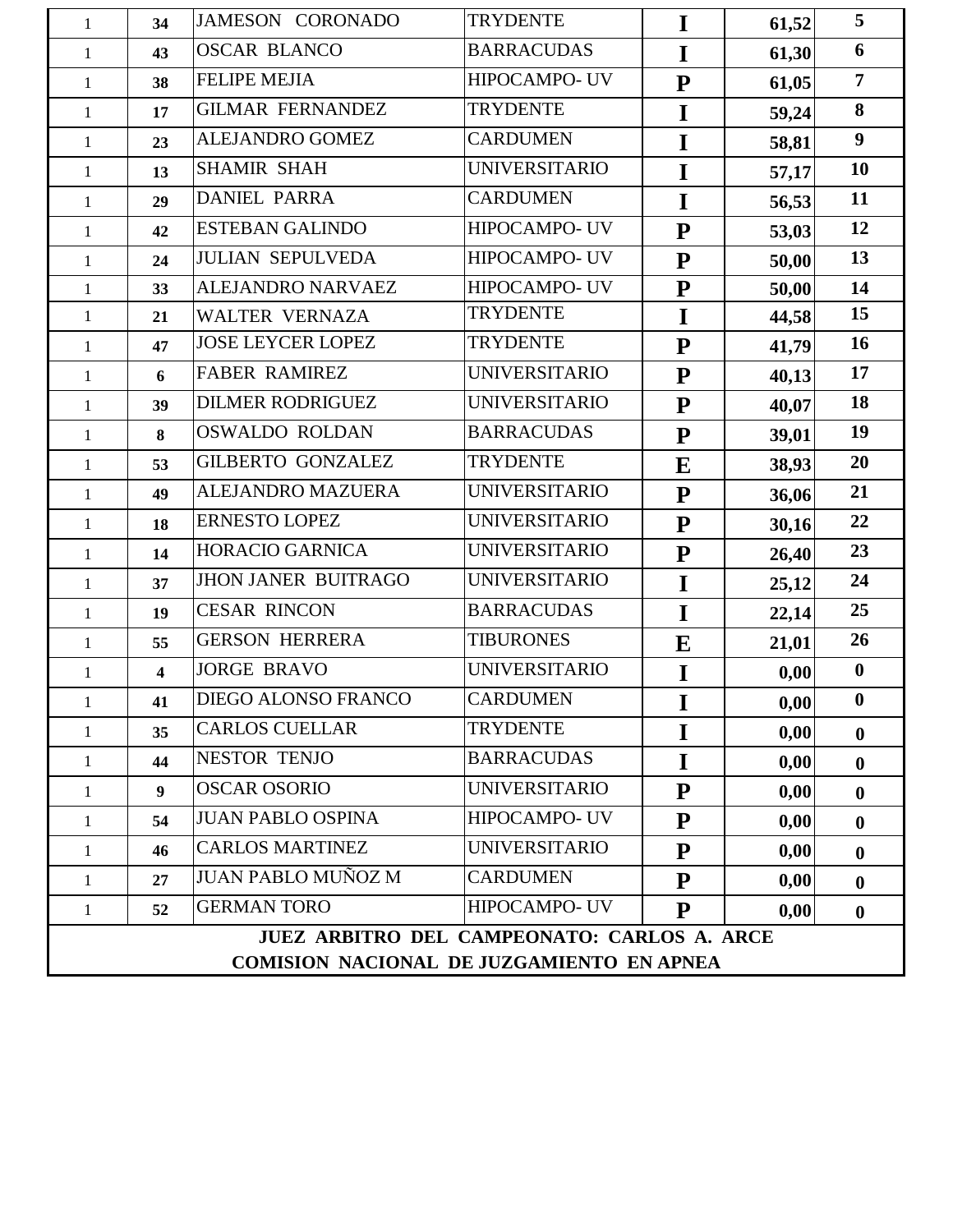| | | | | | | |
|---|---|---|---|---|---|---|
| 1 | **34** | JAMESON CORONADO | TRYDENTE | **I** | **61,52** | **5** |
| 1 | **43** | OSCAR BLANCO | BARRACUDAS | **I** | **61,30** | **6** |
| 1 | **38** | FELIPE MEJIA | HIPOCAMPO- UV | **P** | **61,05** | **7** |
| 1 | **17** | GILMAR FERNANDEZ | TRYDENTE | **I** | **59,24** | **8** |
| 1 | **23** | ALEJANDRO GOMEZ | CARDUMEN | **I** | **58,81** | **9** |
| 1 | **13** | SHAMIR SHAH | UNIVERSITARIO | **I** | **57,17** | **10** |
| 1 | **29** | DANIEL PARRA | CARDUMEN | **I** | **56,53** | **11** |
| 1 | **42** | ESTEBAN GALINDO | HIPOCAMPO- UV | **P** | **53,03** | **12** |
| 1 | **24** | JULIAN SEPULVEDA | HIPOCAMPO- UV | **P** | **50,00** | **13** |
| 1 | **33** | ALEJANDRO NARVAEZ | HIPOCAMPO- UV | **P** | **50,00** | **14** |
| 1 | **21** | WALTER VERNAZA | TRYDENTE | **I** | **44,58** | **15** |
| 1 | **47** | JOSE LEYCER LOPEZ | TRYDENTE | **P** | **41,79** | **16** |
| 1 | **6** | FABER RAMIREZ | UNIVERSITARIO | **P** | **40,13** | **17** |
| 1 | **39** | DILMER RODRIGUEZ | UNIVERSITARIO | **P** | **40,07** | **18** |
| 1 | **8** | OSWALDO ROLDAN | BARRACUDAS | **P** | **39,01** | **19** |
| 1 | **53** | GILBERTO GONZALEZ | TRYDENTE | **E** | **38,93** | **20** |
| 1 | **49** | ALEJANDRO MAZUERA | UNIVERSITARIO | **P** | **36,06** | **21** |
| 1 | **18** | ERNESTO LOPEZ | UNIVERSITARIO | **P** | **30,16** | **22** |
| 1 | **14** | HORACIO GARNICA | UNIVERSITARIO | **P** | **26,40** | **23** |
| 1 | **37** | JHON JANER BUITRAGO | UNIVERSITARIO | **I** | **25,12** | **24** |
| 1 | **19** | CESAR RINCON | BARRACUDAS | **I** | **22,14** | **25** |
| 1 | **55** | GERSON HERRERA | TIBURONES | **E** | **21,01** | **26** |
| 1 | **4** | JORGE BRAVO | UNIVERSITARIO | **I** | **0,00** | **0** |
| 1 | **41** | DIEGO ALONSO FRANCO | CARDUMEN | **I** | **0,00** | **0** |
| 1 | **35** | CARLOS CUELLAR | TRYDENTE | **I** | **0,00** | **0** |
| 1 | **44** | NESTOR TENJO | BARRACUDAS | **I** | **0,00** | **0** |
| 1 | **9** | OSCAR OSORIO | UNIVERSITARIO | **P** | **0,00** | **0** |
| 1 | **54** | JUAN PABLO OSPINA | HIPOCAMPO- UV | **P** | **0,00** | **0** |
| 1 | **46** | CARLOS MARTINEZ | UNIVERSITARIO | **P** | **0,00** | **0** |
| 1 | **27** | JUAN PABLO MUÑOZ M | CARDUMEN | **P** | **0,00** | **0** |
| 1 | **52** | GERMAN TORO | HIPOCAMPO- UV | **P** | **0,00** | **0** |

**JUEZ ARBITRO DEL CAMPEONATO: CARLOS A. ARCE**

**COMISION NACIONAL DE JUZGAMIENTO EN APNEA**